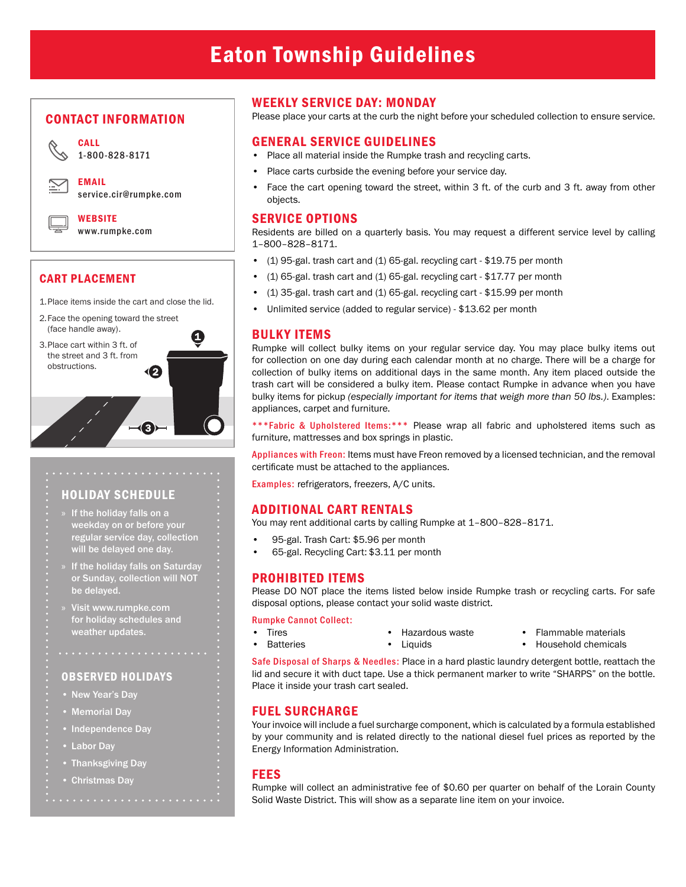# Eaton Township Guidelines

## CONTACT INFORMATION

**CALL**
1-800-828-8171

**EMAIL**
service.cir@rumpke.com

**WEBSITE**
www.rumpke.com

## CART PLACEMENT

1. Place items inside the cart and close the lid.
2. Face the opening toward the street (face handle away).
3. Place cart within 3 ft. of the street and 3 ft. from obstructions.

## HOLIDAY SCHEDULE

- If the holiday falls on a weekday on or before your regular service day, collection will be delayed one day.
- If the holiday falls on Saturday or Sunday, collection will NOT be delayed.
- Visit www.rumpke.com for holiday schedules and weather updates.

## OBSERVED HOLIDAYS

- New Year's Day
- Memorial Day
- Independence Day
- Labor Day
- Thanksgiving Day
- Christmas Day

## WEEKLY SERVICE DAY: MONDAY

Please place your carts at the curb the night before your scheduled collection to ensure service.

## GENERAL SERVICE GUIDELINES

- Place all material inside the Rumpke trash and recycling carts.
- Place carts curbside the evening before your service day.
- Face the cart opening toward the street, within 3 ft. of the curb and 3 ft. away from other objects.

## SERVICE OPTIONS

Residents are billed on a quarterly basis. You may request a different service level by calling 1–800–828–8171.

- (1) 95-gal. trash cart and (1) 65-gal. recycling cart - $19.75 per month
- (1) 65-gal. trash cart and (1) 65-gal. recycling cart - $17.77 per month
- (1) 35-gal. trash cart and (1) 65-gal. recycling cart - $15.99 per month
- Unlimited service (added to regular service) - $13.62 per month

## BULKY ITEMS

Rumpke will collect bulky items on your regular service day. You may place bulky items out for collection on one day during each calendar month at no charge. There will be a charge for collection of bulky items on additional days in the same month. Any item placed outside the trash cart will be considered a bulky item. Please contact Rumpke in advance when you have bulky items for pickup *(especially important for items that weigh more than 50 lbs.)*. Examples: appliances, carpet and furniture.

***Fabric & Upholstered Items:*** Please wrap all fabric and upholstered items such as furniture, mattresses and box springs in plastic.

**Appliances with Freon:** Items must have Freon removed by a licensed technician, and the removal certificate must be attached to the appliances.

**Examples:** refrigerators, freezers, A/C units.

## ADDITIONAL CART RENTALS

You may rent additional carts by calling Rumpke at 1–800–828–8171.

- 95-gal. Trash Cart: $5.96 per month
- 65-gal. Recycling Cart: $3.11 per month

## PROHIBITED ITEMS

Please DO NOT place the items listed below inside Rumpke trash or recycling carts. For safe disposal options, please contact your solid waste district.

**Rumpke Cannot Collect:**

- Tires
- Batteries
- Hazardous waste
- Liquids
- Flammable materials
- Household chemicals

**Safe Disposal of Sharps & Needles:** Place in a hard plastic laundry detergent bottle, reattach the lid and secure it with duct tape. Use a thick permanent marker to write "SHARPS" on the bottle. Place it inside your trash cart sealed.

## FUEL SURCHARGE

Your invoice will include a fuel surcharge component, which is calculated by a formula established by your community and is related directly to the national diesel fuel prices as reported by the Energy Information Administration.

## FEES

Rumpke will collect an administrative fee of $0.60 per quarter on behalf of the Lorain County Solid Waste District. This will show as a separate line item on your invoice.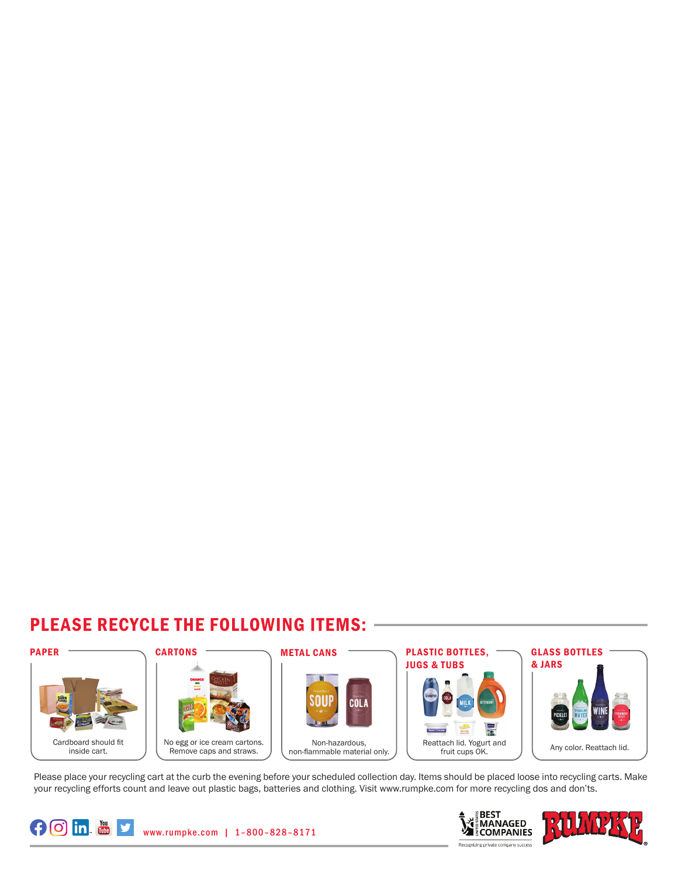## PLEASE RECYCLE THE FOLLOWING ITEMS:

### PAPER

Cardboard should fit inside cart.

### CARTONS

No egg or ice cream cartons. Remove caps and straws.

### METAL CANS

Non-hazardous, non-flammable material only.

### PLASTIC BOTTLES, JUGS & TUBS

Reattach lid. Yogurt and fruit cups OK.

### GLASS BOTTLES & JARS

Any color. Reattach lid.

Please place your recycling cart at the curb the evening before your scheduled collection day. Items should be placed loose into recycling carts. Make your recycling efforts count and leave out plastic bags, batteries and clothing. Visit www.rumpke.com for more recycling dos and don'ts.

www.rumpke.com | 1-800-828-8171